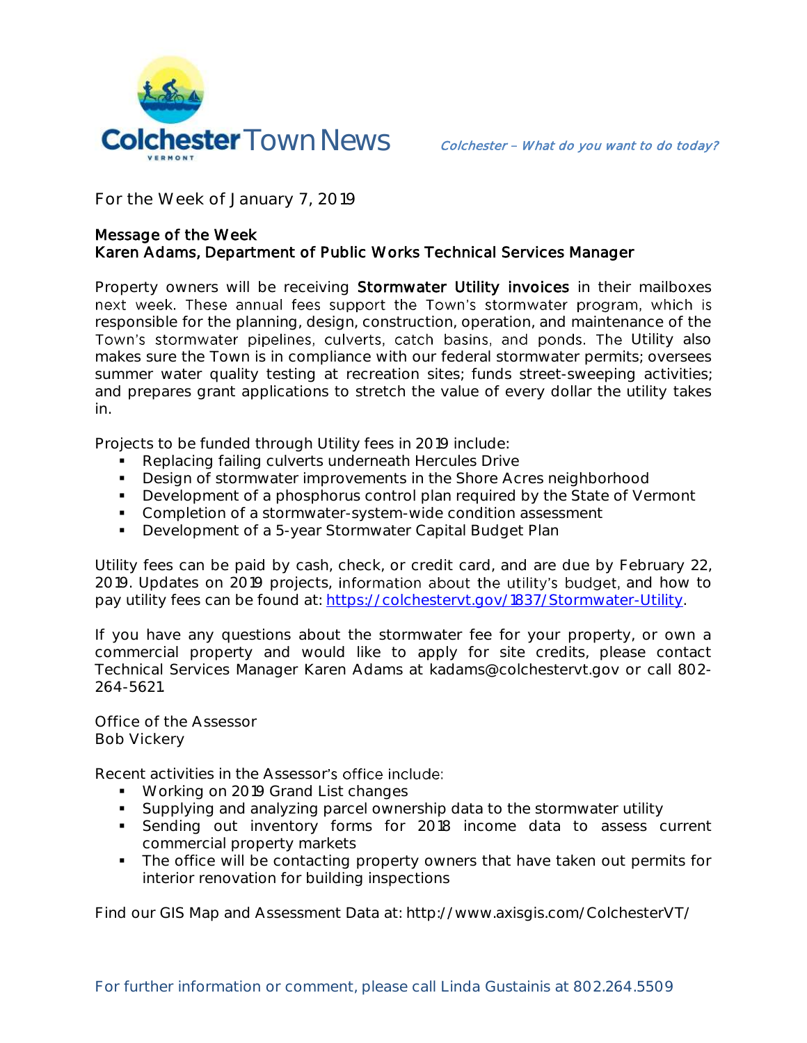# Colchester Town News

*Colchester – What do you want to do today?*

For the Week of January 7, 2019

## Message of the Week
## Karen Adams, Department of Public Works Technical Services Manager

Property owners will be receiving **Stormwater Utility invoices** in their mailboxes next week. These annual fees support the Town's stormwater program, which is responsible for the planning, design, construction, operation, and maintenance of the Town's stormwater pipelines, culverts, catch basins, and ponds. The Utility also makes sure the Town is in compliance with our federal stormwater permits; oversees summer water quality testing at recreation sites; funds street-sweeping activities; and prepares grant applications to stretch the value of every dollar the utility takes in.

Projects to be funded through Utility fees in 2019 include:

- Replacing failing culverts underneath Hercules Drive
- Design of stormwater improvements in the Shore Acres neighborhood
- Development of a phosphorus control plan required by the State of Vermont
- Completion of a stormwater-system-wide condition assessment
- Development of a 5-year Stormwater Capital Budget Plan

Utility fees can be paid by cash, check, or credit card, and are due by February 22, 2019. Updates on 2019 projects, information about the utility's budget, and how to pay utility fees can be found at: https://colchestervt.gov/1837/Stormwater-Utility.

If you have any questions about the stormwater fee for your property, or own a commercial property and would like to apply for site credits, please contact Technical Services Manager Karen Adams at kadams@colchestervt.gov or call 802-264-5621.

Office of the Assessor
Bob Vickery

Recent activities in the Assessor's office include:

- Working on 2019 Grand List changes
- Supplying and analyzing parcel ownership data to the stormwater utility
- Sending out inventory forms for 2018 income data to assess current commercial property markets
- The office will be contacting property owners that have taken out permits for interior renovation for building inspections

Find our GIS Map and Assessment Data at: http://www.axisgis.com/ColchesterVT/

For further information or comment, please call Linda Gustainis at 802.264.5509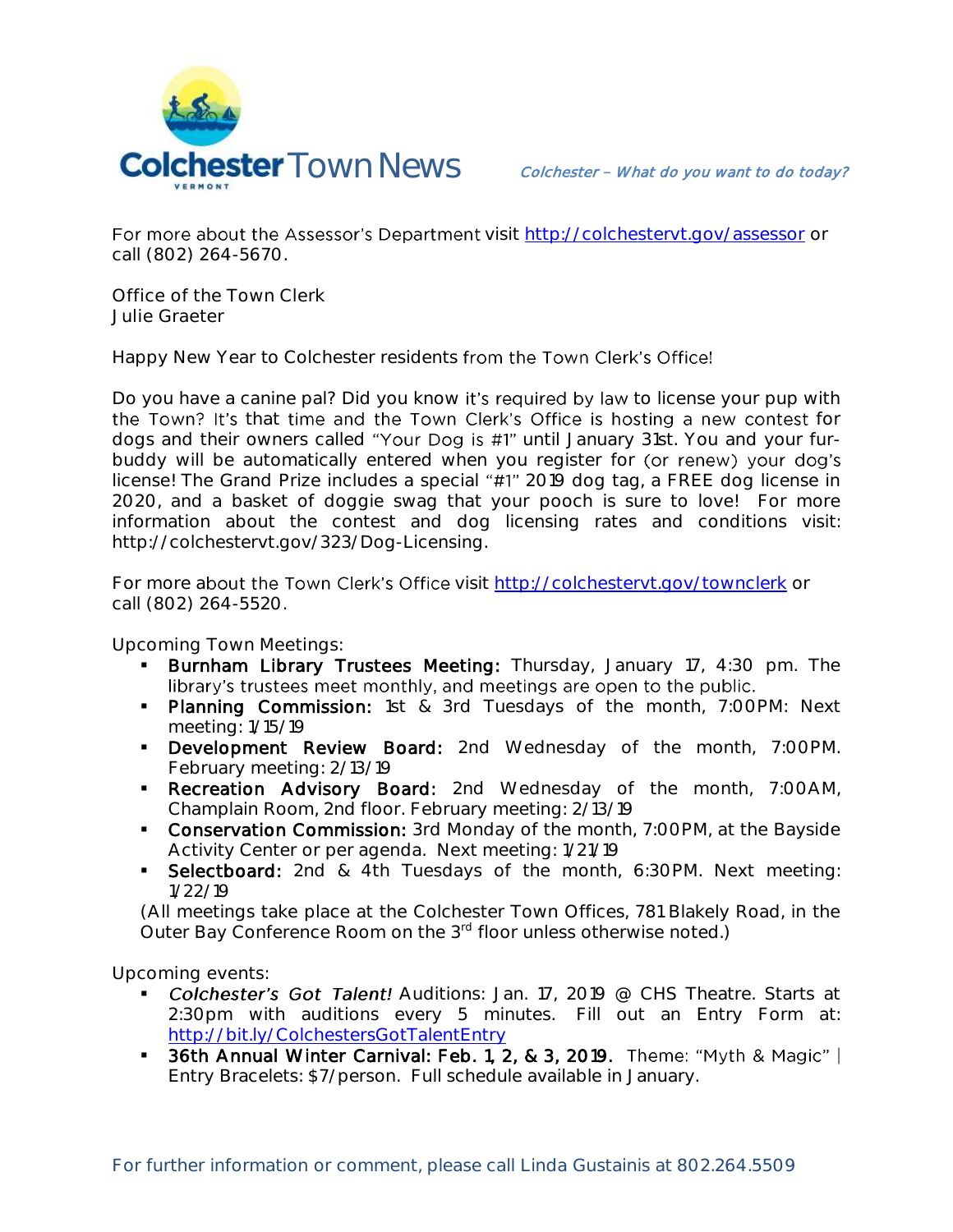For more about the Assessor's Department visit [http://colchestervt.gov/assessor](http://colchestervt.gov/assessor) or call (802) 264-5670.

Office of the Town Clerk
Julie Graeter

Happy New Year to Colchester residents from the Town Clerk's Office!

Do you have a canine pal? Did you know it's required by law to license your pup with the Town? It's that time and the Town Clerk's Office is hosting a new contest for dogs and their owners called "Your Dog is #1" until January 31st. You and your fur-buddy will be automatically entered when you register for (or renew) your dog's license! The Grand Prize includes a special "#1" 2019 dog tag, a FREE dog license in 2020, and a basket of doggie swag that your pooch is sure to love! For more information about the contest and dog licensing rates and conditions visit: http://colchestervt.gov/323/Dog-Licensing.

For more about the Town Clerk's Office visit [http://colchestervt.gov/townclerk](http://colchestervt.gov/townclerk) or call (802) 264-5520.

Upcoming Town Meetings:

- **Burnham Library Trustees Meeting:** Thursday, January 17, 4:30 pm. The library's trustees meet monthly, and meetings are open to the public.
- **Planning Commission:** 1st & 3rd Tuesdays of the month, 7:00PM: Next meeting: 1/15/19
- **Development Review Board:** 2nd Wednesday of the month, 7:00PM. February meeting: 2/13/19
- **Recreation Advisory Board:** 2nd Wednesday of the month, 7:00AM, Champlain Room, 2nd floor. February meeting: 2/13/19
- **Conservation Commission:** 3rd Monday of the month, 7:00PM, at the Bayside Activity Center or per agenda. Next meeting: 1/21/19
- **Selectboard:** 2nd & 4th Tuesdays of the month, 6:30PM. Next meeting: 1/22/19

(All meetings take place at the Colchester Town Offices, 781 Blakely Road, in the Outer Bay Conference Room on the 3rd floor unless otherwise noted.)

Upcoming events:

- *Colchester's Got Talent!* Auditions: Jan. 17, 2019 @ CHS Theatre. Starts at 2:30pm with auditions every 5 minutes. Fill out an Entry Form at: [http://bit.ly/ColchestersGotTalentEntry](http://bit.ly/ColchestersGotTalentEntry)
- **36th Annual Winter Carnival: Feb. 1, 2, & 3, 2019.** Theme: "Myth & Magic" | Entry Bracelets: $7/person. Full schedule available in January.

For further information or comment, please call Linda Gustainis at 802.264.5509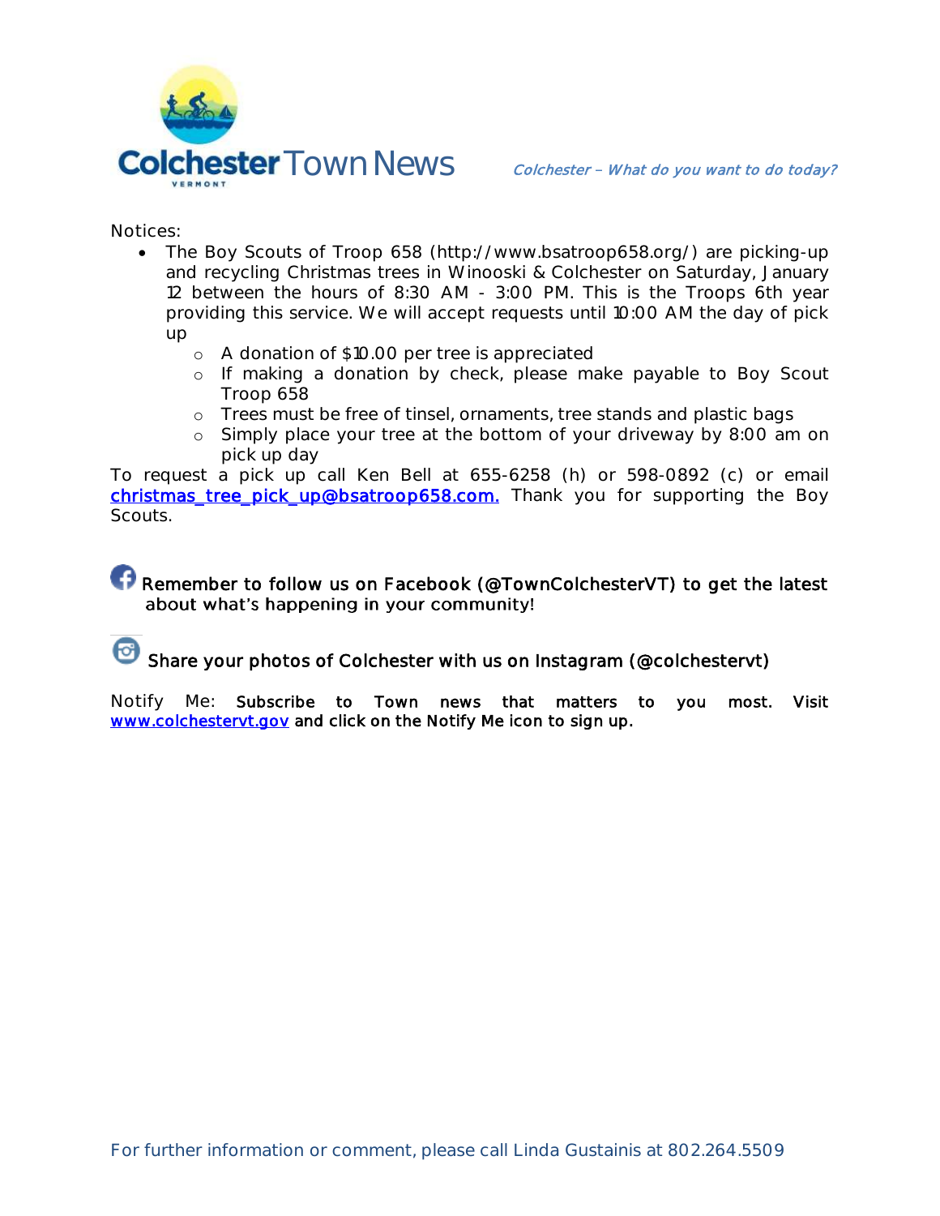Colchester Town News

*Colchester – What do you want to do today?*

Notices:

- The Boy Scouts of Troop 658 (http://www.bsatroop658.org/) are picking-up and recycling Christmas trees in Winooski & Colchester on Saturday, January 12 between the hours of 8:30 AM - 3:00 PM. This is the Troops 6th year providing this service. We will accept requests until 10:00 AM the day of pick up
  - A donation of $10.00 per tree is appreciated
  - If making a donation by check, please make payable to Boy Scout Troop 658
  - Trees must be free of tinsel, ornaments, tree stands and plastic bags
  - Simply place your tree at the bottom of your driveway by 8:00 am on pick up day

To request a pick up call Ken Bell at 655-6258 (h) or 598-0892 (c) or email christmas_tree_pick_up@bsatroop658.com. Thank you for supporting the Boy Scouts.

Remember to follow us on Facebook (@TownColchesterVT) to get the latest about what's happening in your community!

Share your photos of Colchester with us on Instagram (@colchestervt)

Notify Me: **Subscribe to Town news that matters to you most. Visit www.colchestervt.gov and click on the Notify Me icon to sign up.**

For further information or comment, please call Linda Gustainis at 802.264.5509